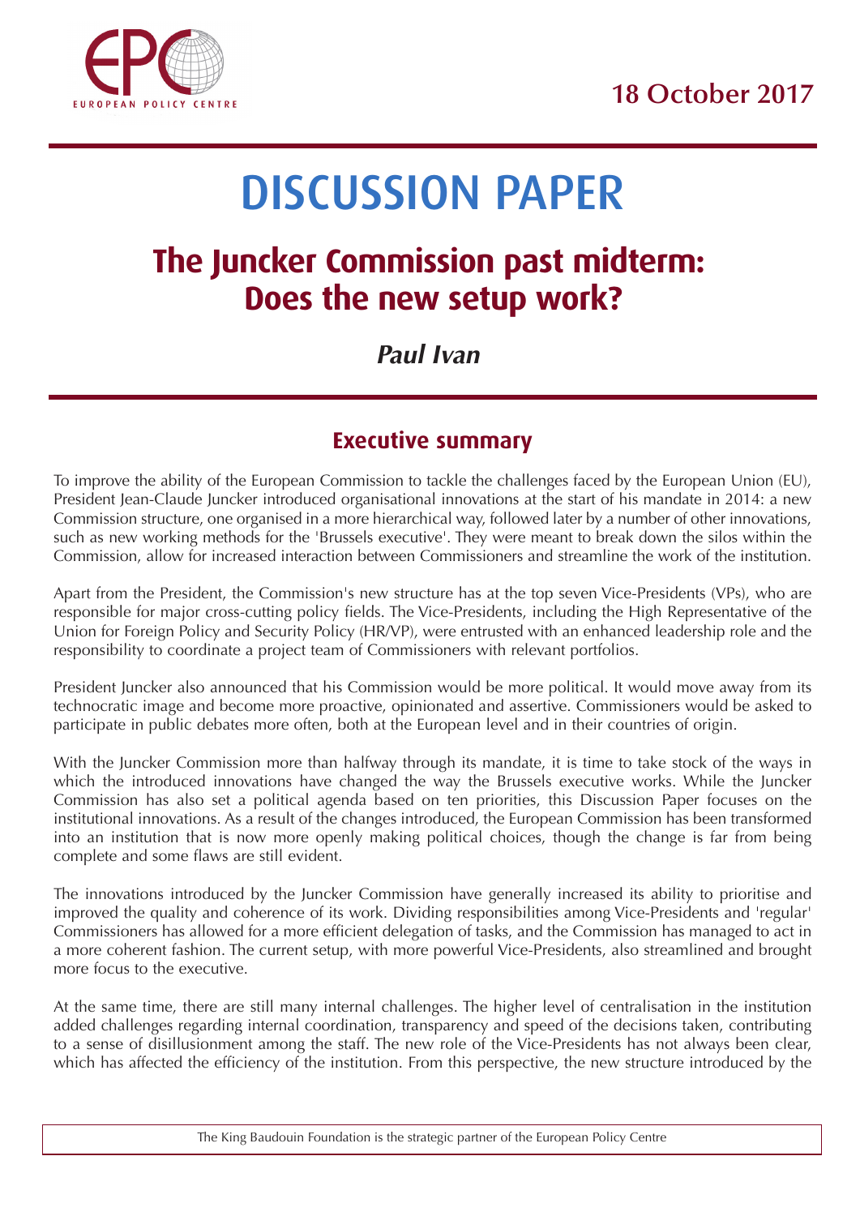18 October 2017

# DISCUSSION PAPER

## The Juncker Commission past midterm: Does the new setup work?

***Paul Ivan***

### Executive summary

To improve the ability of the European Commission to tackle the challenges faced by the European Union (EU), President Jean-Claude Juncker introduced organisational innovations at the start of his mandate in 2014: a new Commission structure, one organised in a more hierarchical way, followed later by a number of other innovations, such as new working methods for the 'Brussels executive'. They were meant to break down the silos within the Commission, allow for increased interaction between Commissioners and streamline the work of the institution.

Apart from the President, the Commission's new structure has at the top seven Vice-Presidents (VPs), who are responsible for major cross-cutting policy fields. The Vice-Presidents, including the High Representative of the Union for Foreign Policy and Security Policy (HR/VP), were entrusted with an enhanced leadership role and the responsibility to coordinate a project team of Commissioners with relevant portfolios.

President Juncker also announced that his Commission would be more political. It would move away from its technocratic image and become more proactive, opinionated and assertive. Commissioners would be asked to participate in public debates more often, both at the European level and in their countries of origin.

With the Juncker Commission more than halfway through its mandate, it is time to take stock of the ways in which the introduced innovations have changed the way the Brussels executive works. While the Juncker Commission has also set a political agenda based on ten priorities, this Discussion Paper focuses on the institutional innovations. As a result of the changes introduced, the European Commission has been transformed into an institution that is now more openly making political choices, though the change is far from being complete and some flaws are still evident.

The innovations introduced by the Juncker Commission have generally increased its ability to prioritise and improved the quality and coherence of its work. Dividing responsibilities among Vice-Presidents and 'regular' Commissioners has allowed for a more efficient delegation of tasks, and the Commission has managed to act in a more coherent fashion. The current setup, with more powerful Vice-Presidents, also streamlined and brought more focus to the executive.

At the same time, there are still many internal challenges. The higher level of centralisation in the institution added challenges regarding internal coordination, transparency and speed of the decisions taken, contributing to a sense of disillusionment among the staff. The new role of the Vice-Presidents has not always been clear, which has affected the efficiency of the institution. From this perspective, the new structure introduced by the

The King Baudouin Foundation is the strategic partner of the European Policy Centre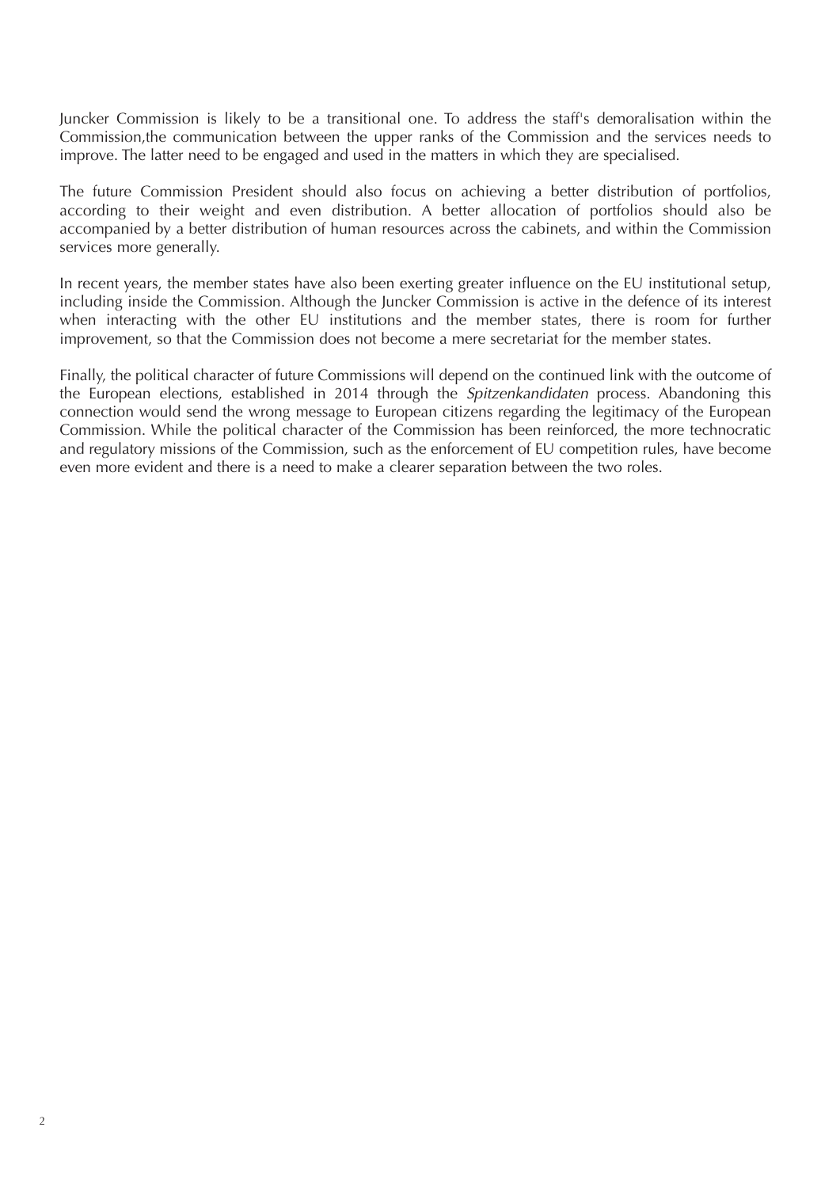Juncker Commission is likely to be a transitional one. To address the staff's demoralisation within the Commission,the communication between the upper ranks of the Commission and the services needs to improve. The latter need to be engaged and used in the matters in which they are specialised.

The future Commission President should also focus on achieving a better distribution of portfolios, according to their weight and even distribution. A better allocation of portfolios should also be accompanied by a better distribution of human resources across the cabinets, and within the Commission services more generally.

In recent years, the member states have also been exerting greater influence on the EU institutional setup, including inside the Commission. Although the Juncker Commission is active in the defence of its interest when interacting with the other EU institutions and the member states, there is room for further improvement, so that the Commission does not become a mere secretariat for the member states.

Finally, the political character of future Commissions will depend on the continued link with the outcome of the European elections, established in 2014 through the *Spitzenkandidaten* process. Abandoning this connection would send the wrong message to European citizens regarding the legitimacy of the European Commission. While the political character of the Commission has been reinforced, the more technocratic and regulatory missions of the Commission, such as the enforcement of EU competition rules, have become even more evident and there is a need to make a clearer separation between the two roles.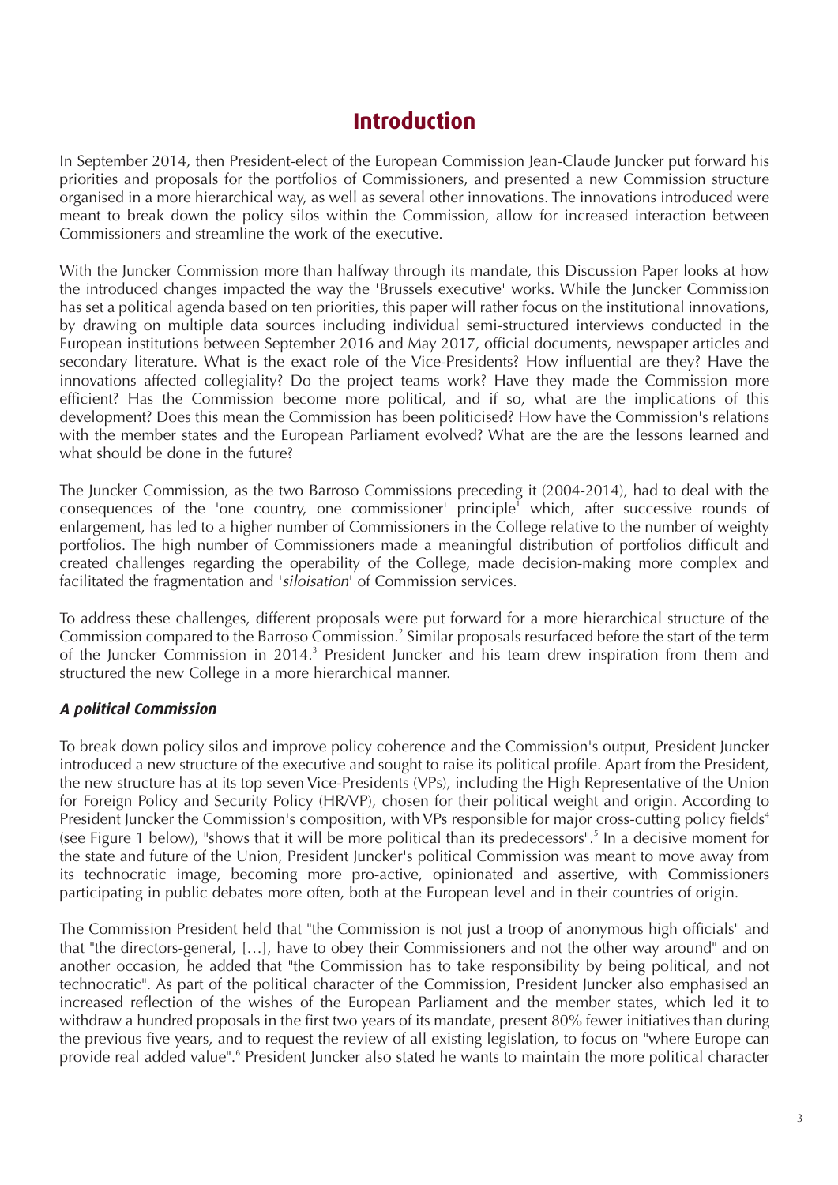# Introduction

In September 2014, then President-elect of the European Commission Jean-Claude Juncker put forward his priorities and proposals for the portfolios of Commissioners, and presented a new Commission structure organised in a more hierarchical way, as well as several other innovations. The innovations introduced were meant to break down the policy silos within the Commission, allow for increased interaction between Commissioners and streamline the work of the executive.

With the Juncker Commission more than halfway through its mandate, this Discussion Paper looks at how the introduced changes impacted the way the 'Brussels executive' works. While the Juncker Commission has set a political agenda based on ten priorities, this paper will rather focus on the institutional innovations, by drawing on multiple data sources including individual semi-structured interviews conducted in the European institutions between September 2016 and May 2017, official documents, newspaper articles and secondary literature. What is the exact role of the Vice-Presidents? How influential are they? Have the innovations affected collegiality? Do the project teams work? Have they made the Commission more efficient? Has the Commission become more political, and if so, what are the implications of this development? Does this mean the Commission has been politicised? How have the Commission's relations with the member states and the European Parliament evolved? What are the are the lessons learned and what should be done in the future?

The Juncker Commission, as the two Barroso Commissions preceding it (2004-2014), had to deal with the consequences of the 'one country, one commissioner' principle[1] which, after successive rounds of enlargement, has led to a higher number of Commissioners in the College relative to the number of weighty portfolios. The high number of Commissioners made a meaningful distribution of portfolios difficult and created challenges regarding the operability of the College, made decision-making more complex and facilitated the fragmentation and '*siloisation*' of Commission services.

To address these challenges, different proposals were put forward for a more hierarchical structure of the Commission compared to the Barroso Commission.[2] Similar proposals resurfaced before the start of the term of the Juncker Commission in 2014.[3] President Juncker and his team drew inspiration from them and structured the new College in a more hierarchical manner.

### *A political Commission*

To break down policy silos and improve policy coherence and the Commission's output, President Juncker introduced a new structure of the executive and sought to raise its political profile. Apart from the President, the new structure has at its top seven Vice-Presidents (VPs), including the High Representative of the Union for Foreign Policy and Security Policy (HR/VP), chosen for their political weight and origin. According to President Juncker the Commission's composition, with VPs responsible for major cross-cutting policy fields[4] (see Figure 1 below), "shows that it will be more political than its predecessors".[5] In a decisive moment for the state and future of the Union, President Juncker's political Commission was meant to move away from its technocratic image, becoming more pro-active, opinionated and assertive, with Commissioners participating in public debates more often, both at the European level and in their countries of origin.

The Commission President held that "the Commission is not just a troop of anonymous high officials" and that "the directors-general, […], have to obey their Commissioners and not the other way around" and on another occasion, he added that "the Commission has to take responsibility by being political, and not technocratic". As part of the political character of the Commission, President Juncker also emphasised an increased reflection of the wishes of the European Parliament and the member states, which led it to withdraw a hundred proposals in the first two years of its mandate, present 80% fewer initiatives than during the previous five years, and to request the review of all existing legislation, to focus on "where Europe can provide real added value".[6] President Juncker also stated he wants to maintain the more political character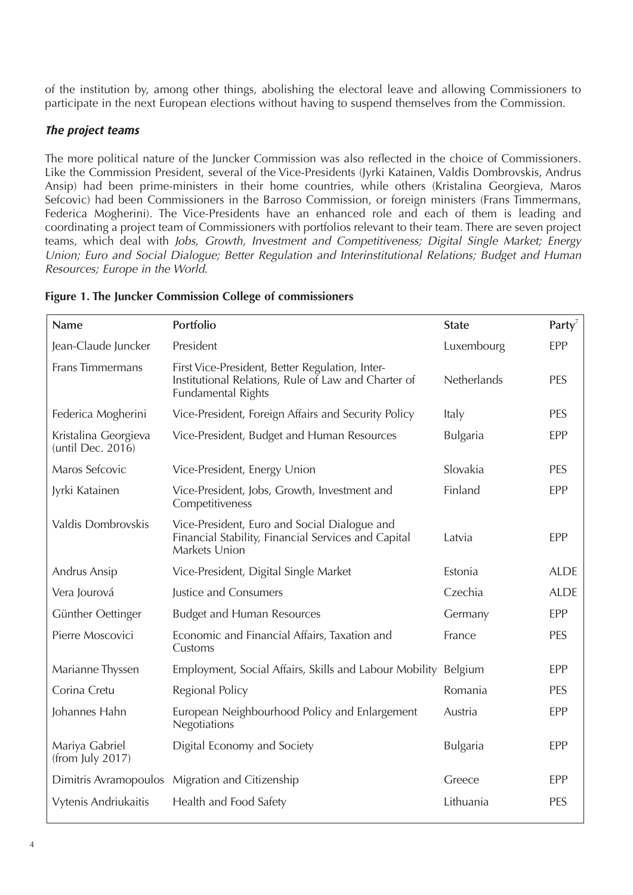of the institution by, among other things, abolishing the electoral leave and allowing Commissioners to participate in the next European elections without having to suspend themselves from the Commission.

### *The project teams*

The more political nature of the Juncker Commission was also reflected in the choice of Commissioners. Like the Commission President, several of the Vice-Presidents (Jyrki Katainen, Valdis Dombrovskis, Andrus Ansip) had been prime-ministers in their home countries, while others (Kristalina Georgieva, Maros Sefcovic) had been Commissioners in the Barroso Commission, or foreign ministers (Frans Timmermans, Federica Mogherini). The Vice-Presidents have an enhanced role and each of them is leading and coordinating a project team of Commissioners with portfolios relevant to their team. There are seven project teams, which deal with *Jobs, Growth, Investment and Competitiveness; Digital Single Market; Energy Union; Euro and Social Dialogue; Better Regulation and Interinstitutional Relations; Budget and Human Resources; Europe in the World*.

**Figure 1. The Juncker Commission College of commissioners**

| Name | Portfolio | State | Party[7] |
|---|---|---|---|
| Jean-Claude Juncker | President | Luxembourg | EPP |
| Frans Timmermans | First Vice-President, Better Regulation, Inter-Institutional Relations, Rule of Law and Charter of Fundamental Rights | Netherlands | PES |
| Federica Mogherini | Vice-President, Foreign Affairs and Security Policy | Italy | PES |
| Kristalina Georgieva (until Dec. 2016) | Vice-President, Budget and Human Resources | Bulgaria | EPP |
| Maros Sefcovic | Vice-President, Energy Union | Slovakia | PES |
| Jyrki Katainen | Vice-President, Jobs, Growth, Investment and Competitiveness | Finland | EPP |
| Valdis Dombrovskis | Vice-President, Euro and Social Dialogue and Financial Stability, Financial Services and Capital Markets Union | Latvia | EPP |
| Andrus Ansip | Vice-President, Digital Single Market | Estonia | ALDE |
| Vera Jourová | Justice and Consumers | Czechia | ALDE |
| Günther Oettinger | Budget and Human Resources | Germany | EPP |
| Pierre Moscovici | Economic and Financial Affairs, Taxation and Customs | France | PES |
| Marianne Thyssen | Employment, Social Affairs, Skills and Labour Mobility | Belgium | EPP |
| Corina Cretu | Regional Policy | Romania | PES |
| Johannes Hahn | European Neighbourhood Policy and Enlargement Negotiations | Austria | EPP |
| Mariya Gabriel (from July 2017) | Digital Economy and Society | Bulgaria | EPP |
| Dimitris Avramopoulos | Migration and Citizenship | Greece | EPP |
| Vytenis Andriukaitis | Health and Food Safety | Lithuania | PES |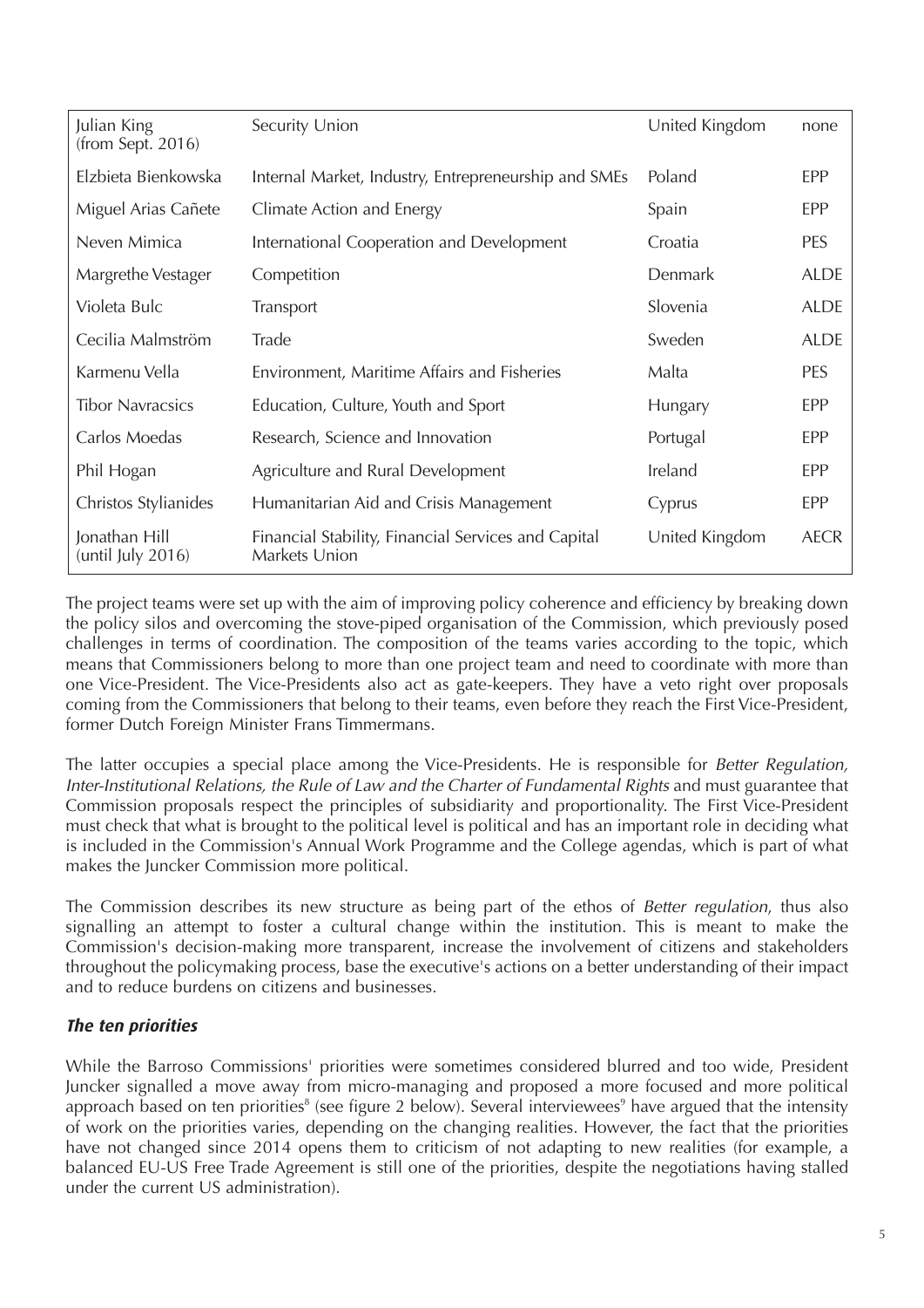| Julian King (from Sept. 2016) | Security Union | United Kingdom | none |
|---|---|---|---|
| Elzbieta Bienkowska | Internal Market, Industry, Entrepreneurship and SMEs | Poland | EPP |
| Miguel Arias Cañete | Climate Action and Energy | Spain | EPP |
| Neven Mimica | International Cooperation and Development | Croatia | PES |
| Margrethe Vestager | Competition | Denmark | ALDE |
| Violeta Bulc | Transport | Slovenia | ALDE |
| Cecilia Malmström | Trade | Sweden | ALDE |
| Karmenu Vella | Environment, Maritime Affairs and Fisheries | Malta | PES |
| Tibor Navracsics | Education, Culture, Youth and Sport | Hungary | EPP |
| Carlos Moedas | Research, Science and Innovation | Portugal | EPP |
| Phil Hogan | Agriculture and Rural Development | Ireland | EPP |
| Christos Stylianides | Humanitarian Aid and Crisis Management | Cyprus | EPP |
| Jonathan Hill (until July 2016) | Financial Stability, Financial Services and Capital Markets Union | United Kingdom | AECR |

The project teams were set up with the aim of improving policy coherence and efficiency by breaking down the policy silos and overcoming the stove-piped organisation of the Commission, which previously posed challenges in terms of coordination. The composition of the teams varies according to the topic, which means that Commissioners belong to more than one project team and need to coordinate with more than one Vice-President. The Vice-Presidents also act as gate-keepers. They have a veto right over proposals coming from the Commissioners that belong to their teams, even before they reach the First Vice-President, former Dutch Foreign Minister Frans Timmermans.

The latter occupies a special place among the Vice-Presidents. He is responsible for *Better Regulation, Inter-Institutional Relations, the Rule of Law and the Charter of Fundamental Rights* and must guarantee that Commission proposals respect the principles of subsidiarity and proportionality. The First Vice-President must check that what is brought to the political level is political and has an important role in deciding what is included in the Commission's Annual Work Programme and the College agendas, which is part of what makes the Juncker Commission more political.

The Commission describes its new structure as being part of the ethos of *Better regulation*, thus also signalling an attempt to foster a cultural change within the institution. This is meant to make the Commission's decision-making more transparent, increase the involvement of citizens and stakeholders throughout the policymaking process, base the executive's actions on a better understanding of their impact and to reduce burdens on citizens and businesses.

### *The ten priorities*

While the Barroso Commissions' priorities were sometimes considered blurred and too wide, President Juncker signalled a move away from micro-managing and proposed a more focused and more political approach based on ten priorities[8] (see figure 2 below). Several interviewees[9] have argued that the intensity of work on the priorities varies, depending on the changing realities. However, the fact that the priorities have not changed since 2014 opens them to criticism of not adapting to new realities (for example, a balanced EU-US Free Trade Agreement is still one of the priorities, despite the negotiations having stalled under the current US administration).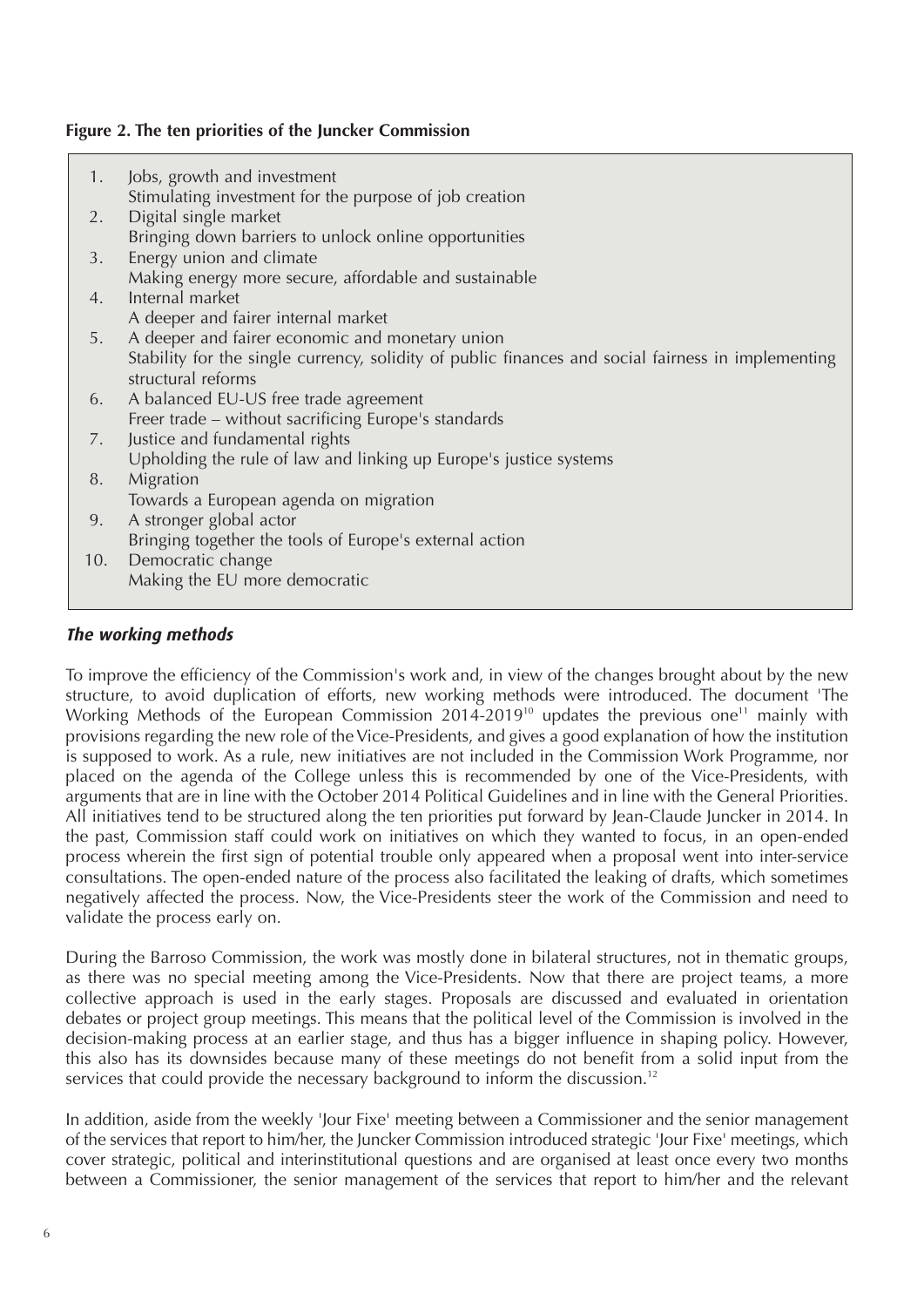**Figure 2. The ten priorities of the Juncker Commission**

1. Jobs, growth and investment
   Stimulating investment for the purpose of job creation
2. Digital single market
   Bringing down barriers to unlock online opportunities
3. Energy union and climate
   Making energy more secure, affordable and sustainable
4. Internal market
   A deeper and fairer internal market
5. A deeper and fairer economic and monetary union
   Stability for the single currency, solidity of public finances and social fairness in implementing structural reforms
6. A balanced EU-US free trade agreement
   Freer trade – without sacrificing Europe's standards
7. Justice and fundamental rights
   Upholding the rule of law and linking up Europe's justice systems
8. Migration
   Towards a European agenda on migration
9. A stronger global actor
   Bringing together the tools of Europe's external action
10. Democratic change
    Making the EU more democratic

### *The working methods*

To improve the efficiency of the Commission's work and, in view of the changes brought about by the new structure, to avoid duplication of efforts, new working methods were introduced. The document 'The Working Methods of the European Commission 2014-2019[10] updates the previous one[11] mainly with provisions regarding the new role of the Vice-Presidents, and gives a good explanation of how the institution is supposed to work. As a rule, new initiatives are not included in the Commission Work Programme, nor placed on the agenda of the College unless this is recommended by one of the Vice-Presidents, with arguments that are in line with the October 2014 Political Guidelines and in line with the General Priorities. All initiatives tend to be structured along the ten priorities put forward by Jean-Claude Juncker in 2014. In the past, Commission staff could work on initiatives on which they wanted to focus, in an open-ended process wherein the first sign of potential trouble only appeared when a proposal went into inter-service consultations. The open-ended nature of the process also facilitated the leaking of drafts, which sometimes negatively affected the process. Now, the Vice-Presidents steer the work of the Commission and need to validate the process early on.

During the Barroso Commission, the work was mostly done in bilateral structures, not in thematic groups, as there was no special meeting among the Vice-Presidents. Now that there are project teams, a more collective approach is used in the early stages. Proposals are discussed and evaluated in orientation debates or project group meetings. This means that the political level of the Commission is involved in the decision-making process at an earlier stage, and thus has a bigger influence in shaping policy. However, this also has its downsides because many of these meetings do not benefit from a solid input from the services that could provide the necessary background to inform the discussion.[12]

In addition, aside from the weekly 'Jour Fixe' meeting between a Commissioner and the senior management of the services that report to him/her, the Juncker Commission introduced strategic 'Jour Fixe' meetings, which cover strategic, political and interinstitutional questions and are organised at least once every two months between a Commissioner, the senior management of the services that report to him/her and the relevant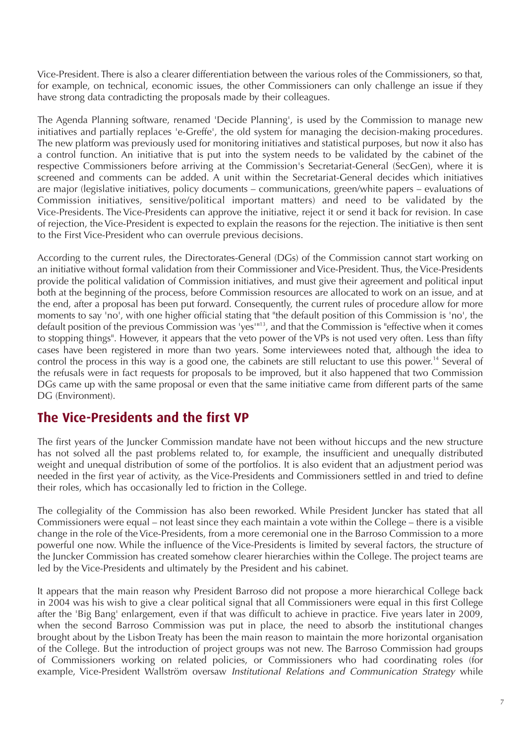Vice-President. There is also a clearer differentiation between the various roles of the Commissioners, so that, for example, on technical, economic issues, the other Commissioners can only challenge an issue if they have strong data contradicting the proposals made by their colleagues.

The Agenda Planning software, renamed 'Decide Planning', is used by the Commission to manage new initiatives and partially replaces 'e-Greffe', the old system for managing the decision-making procedures. The new platform was previously used for monitoring initiatives and statistical purposes, but now it also has a control function. An initiative that is put into the system needs to be validated by the cabinet of the respective Commissioners before arriving at the Commission's Secretariat-General (SecGen), where it is screened and comments can be added. A unit within the Secretariat-General decides which initiatives are major (legislative initiatives, policy documents – communications, green/white papers – evaluations of Commission initiatives, sensitive/political important matters) and need to be validated by the Vice-Presidents. The Vice-Presidents can approve the initiative, reject it or send it back for revision. In case of rejection, the Vice-President is expected to explain the reasons for the rejection. The initiative is then sent to the First Vice-President who can overrule previous decisions.

According to the current rules, the Directorates-General (DGs) of the Commission cannot start working on an initiative without formal validation from their Commissioner and Vice-President. Thus, the Vice-Presidents provide the political validation of Commission initiatives, and must give their agreement and political input both at the beginning of the process, before Commission resources are allocated to work on an issue, and at the end, after a proposal has been put forward. Consequently, the current rules of procedure allow for more moments to say 'no', with one higher official stating that "the default position of this Commission is 'no', the default position of the previous Commission was 'yes'"[13], and that the Commission is "effective when it comes to stopping things". However, it appears that the veto power of the VPs is not used very often. Less than fifty cases have been registered in more than two years. Some interviewees noted that, although the idea to control the process in this way is a good one, the cabinets are still reluctant to use this power.[14] Several of the refusals were in fact requests for proposals to be improved, but it also happened that two Commission DGs came up with the same proposal or even that the same initiative came from different parts of the same DG (Environment).

## The Vice-Presidents and the first VP

The first years of the Juncker Commission mandate have not been without hiccups and the new structure has not solved all the past problems related to, for example, the insufficient and unequally distributed weight and unequal distribution of some of the portfolios. It is also evident that an adjustment period was needed in the first year of activity, as the Vice-Presidents and Commissioners settled in and tried to define their roles, which has occasionally led to friction in the College.

The collegiality of the Commission has also been reworked. While President Juncker has stated that all Commissioners were equal – not least since they each maintain a vote within the College – there is a visible change in the role of the Vice-Presidents, from a more ceremonial one in the Barroso Commission to a more powerful one now. While the influence of the Vice-Presidents is limited by several factors, the structure of the Juncker Commission has created somehow clearer hierarchies within the College. The project teams are led by the Vice-Presidents and ultimately by the President and his cabinet.

It appears that the main reason why President Barroso did not propose a more hierarchical College back in 2004 was his wish to give a clear political signal that all Commissioners were equal in this first College after the 'Big Bang' enlargement, even if that was difficult to achieve in practice. Five years later in 2009, when the second Barroso Commission was put in place, the need to absorb the institutional changes brought about by the Lisbon Treaty has been the main reason to maintain the more horizontal organisation of the College. But the introduction of project groups was not new. The Barroso Commission had groups of Commissioners working on related policies, or Commissioners who had coordinating roles (for example, Vice-President Wallström oversaw *Institutional Relations and Communication Strategy* while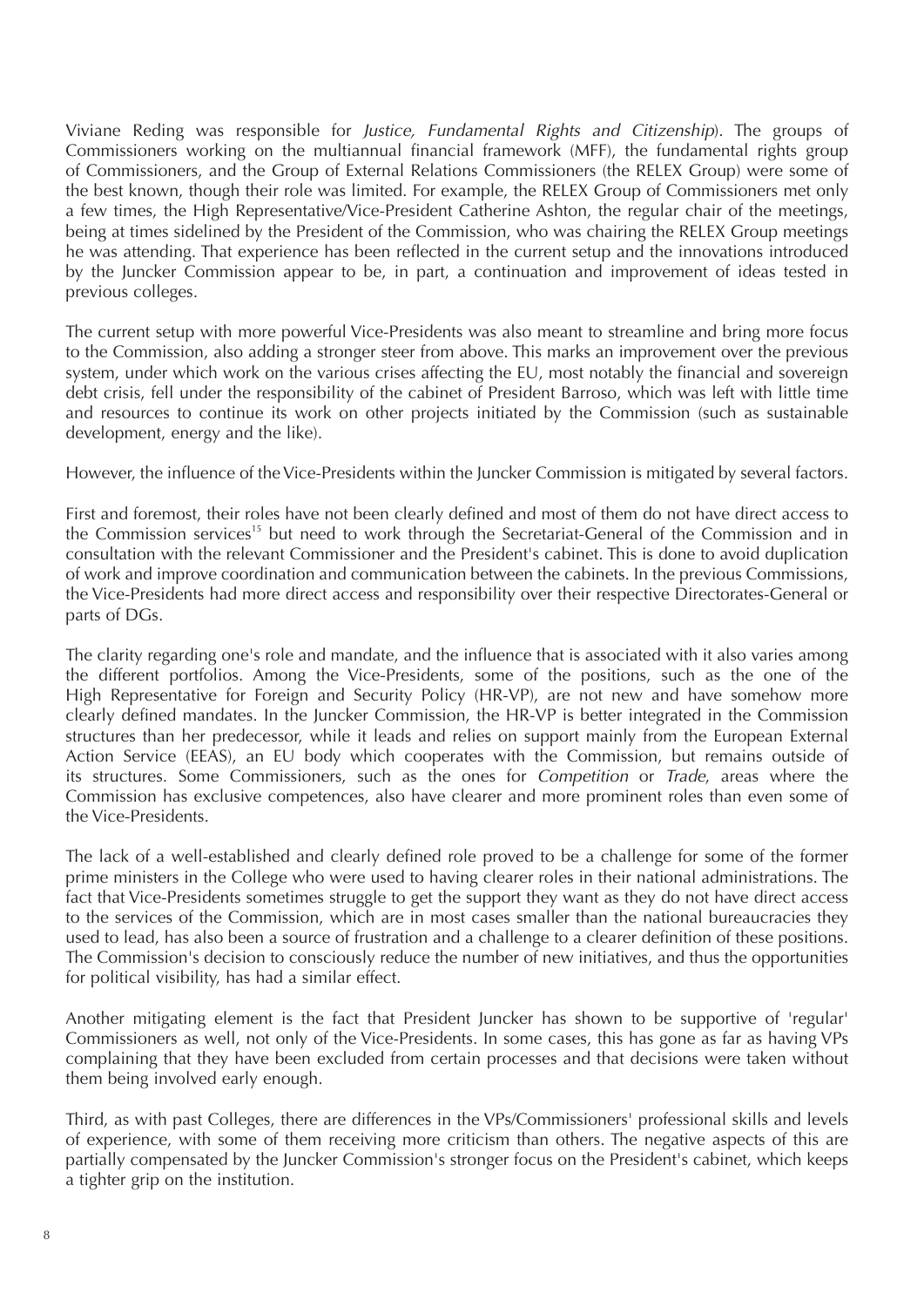Viviane Reding was responsible for *Justice, Fundamental Rights and Citizenship*). The groups of Commissioners working on the multiannual financial framework (MFF), the fundamental rights group of Commissioners, and the Group of External Relations Commissioners (the RELEX Group) were some of the best known, though their role was limited. For example, the RELEX Group of Commissioners met only a few times, the High Representative/Vice-President Catherine Ashton, the regular chair of the meetings, being at times sidelined by the President of the Commission, who was chairing the RELEX Group meetings he was attending. That experience has been reflected in the current setup and the innovations introduced by the Juncker Commission appear to be, in part, a continuation and improvement of ideas tested in previous colleges.

The current setup with more powerful Vice-Presidents was also meant to streamline and bring more focus to the Commission, also adding a stronger steer from above. This marks an improvement over the previous system, under which work on the various crises affecting the EU, most notably the financial and sovereign debt crisis, fell under the responsibility of the cabinet of President Barroso, which was left with little time and resources to continue its work on other projects initiated by the Commission (such as sustainable development, energy and the like).

However, the influence of the Vice-Presidents within the Juncker Commission is mitigated by several factors.

First and foremost, their roles have not been clearly defined and most of them do not have direct access to the Commission services[15] but need to work through the Secretariat-General of the Commission and in consultation with the relevant Commissioner and the President's cabinet. This is done to avoid duplication of work and improve coordination and communication between the cabinets. In the previous Commissions, the Vice-Presidents had more direct access and responsibility over their respective Directorates-General or parts of DGs.

The clarity regarding one's role and mandate, and the influence that is associated with it also varies among the different portfolios. Among the Vice-Presidents, some of the positions, such as the one of the High Representative for Foreign and Security Policy (HR-VP), are not new and have somehow more clearly defined mandates. In the Juncker Commission, the HR-VP is better integrated in the Commission structures than her predecessor, while it leads and relies on support mainly from the European External Action Service (EEAS), an EU body which cooperates with the Commission, but remains outside of its structures. Some Commissioners, such as the ones for *Competition* or *Trade*, areas where the Commission has exclusive competences, also have clearer and more prominent roles than even some of the Vice-Presidents.

The lack of a well-established and clearly defined role proved to be a challenge for some of the former prime ministers in the College who were used to having clearer roles in their national administrations. The fact that Vice-Presidents sometimes struggle to get the support they want as they do not have direct access to the services of the Commission, which are in most cases smaller than the national bureaucracies they used to lead, has also been a source of frustration and a challenge to a clearer definition of these positions. The Commission's decision to consciously reduce the number of new initiatives, and thus the opportunities for political visibility, has had a similar effect.

Another mitigating element is the fact that President Juncker has shown to be supportive of 'regular' Commissioners as well, not only of the Vice-Presidents. In some cases, this has gone as far as having VPs complaining that they have been excluded from certain processes and that decisions were taken without them being involved early enough.

Third, as with past Colleges, there are differences in the VPs/Commissioners' professional skills and levels of experience, with some of them receiving more criticism than others. The negative aspects of this are partially compensated by the Juncker Commission's stronger focus on the President's cabinet, which keeps a tighter grip on the institution.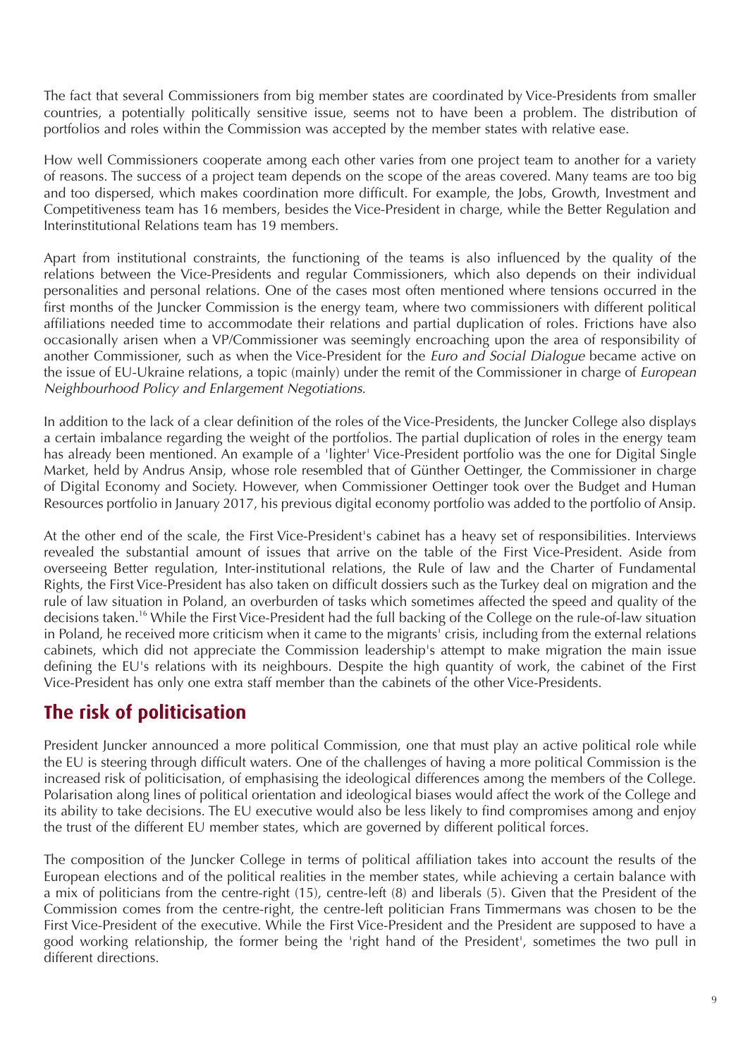The fact that several Commissioners from big member states are coordinated by Vice-Presidents from smaller countries, a potentially politically sensitive issue, seems not to have been a problem. The distribution of portfolios and roles within the Commission was accepted by the member states with relative ease.

How well Commissioners cooperate among each other varies from one project team to another for a variety of reasons. The success of a project team depends on the scope of the areas covered. Many teams are too big and too dispersed, which makes coordination more difficult. For example, the Jobs, Growth, Investment and Competitiveness team has 16 members, besides the Vice-President in charge, while the Better Regulation and Interinstitutional Relations team has 19 members.

Apart from institutional constraints, the functioning of the teams is also influenced by the quality of the relations between the Vice-Presidents and regular Commissioners, which also depends on their individual personalities and personal relations. One of the cases most often mentioned where tensions occurred in the first months of the Juncker Commission is the energy team, where two commissioners with different political affiliations needed time to accommodate their relations and partial duplication of roles. Frictions have also occasionally arisen when a VP/Commissioner was seemingly encroaching upon the area of responsibility of another Commissioner, such as when the Vice-President for the *Euro and Social Dialogue* became active on the issue of EU-Ukraine relations, a topic (mainly) under the remit of the Commissioner in charge of *European Neighbourhood Policy and Enlargement Negotiations*.

In addition to the lack of a clear definition of the roles of the Vice-Presidents, the Juncker College also displays a certain imbalance regarding the weight of the portfolios. The partial duplication of roles in the energy team has already been mentioned. An example of a 'lighter' Vice-President portfolio was the one for Digital Single Market, held by Andrus Ansip, whose role resembled that of Günther Oettinger, the Commissioner in charge of Digital Economy and Society. However, when Commissioner Oettinger took over the Budget and Human Resources portfolio in January 2017, his previous digital economy portfolio was added to the portfolio of Ansip.

At the other end of the scale, the First Vice-President's cabinet has a heavy set of responsibilities. Interviews revealed the substantial amount of issues that arrive on the table of the First Vice-President. Aside from overseeing Better regulation, Inter-institutional relations, the Rule of law and the Charter of Fundamental Rights, the First Vice-President has also taken on difficult dossiers such as the Turkey deal on migration and the rule of law situation in Poland, an overburden of tasks which sometimes affected the speed and quality of the decisions taken.[16] While the First Vice-President had the full backing of the College on the rule-of-law situation in Poland, he received more criticism when it came to the migrants' crisis, including from the external relations cabinets, which did not appreciate the Commission leadership's attempt to make migration the main issue defining the EU's relations with its neighbours. Despite the high quantity of work, the cabinet of the First Vice-President has only one extra staff member than the cabinets of the other Vice-Presidents.

## The risk of politicisation

President Juncker announced a more political Commission, one that must play an active political role while the EU is steering through difficult waters. One of the challenges of having a more political Commission is the increased risk of politicisation, of emphasising the ideological differences among the members of the College. Polarisation along lines of political orientation and ideological biases would affect the work of the College and its ability to take decisions. The EU executive would also be less likely to find compromises among and enjoy the trust of the different EU member states, which are governed by different political forces.

The composition of the Juncker College in terms of political affiliation takes into account the results of the European elections and of the political realities in the member states, while achieving a certain balance with a mix of politicians from the centre-right (15), centre-left (8) and liberals (5). Given that the President of the Commission comes from the centre-right, the centre-left politician Frans Timmermans was chosen to be the First Vice-President of the executive. While the First Vice-President and the President are supposed to have a good working relationship, the former being the 'right hand of the President', sometimes the two pull in different directions.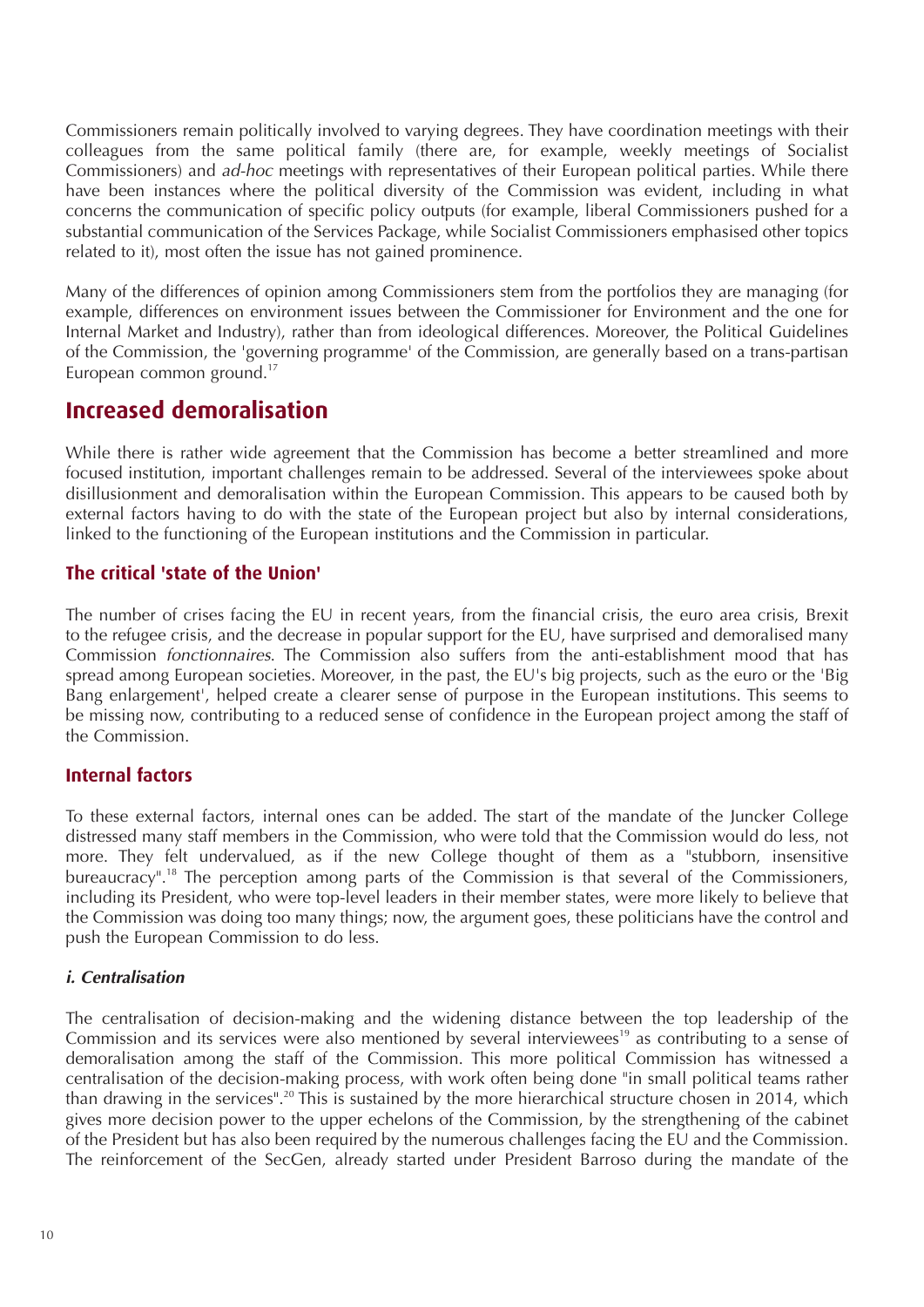Commissioners remain politically involved to varying degrees. They have coordination meetings with their colleagues from the same political family (there are, for example, weekly meetings of Socialist Commissioners) and *ad-hoc* meetings with representatives of their European political parties. While there have been instances where the political diversity of the Commission was evident, including in what concerns the communication of specific policy outputs (for example, liberal Commissioners pushed for a substantial communication of the Services Package, while Socialist Commissioners emphasised other topics related to it), most often the issue has not gained prominence.

Many of the differences of opinion among Commissioners stem from the portfolios they are managing (for example, differences on environment issues between the Commissioner for Environment and the one for Internal Market and Industry), rather than from ideological differences. Moreover, the Political Guidelines of the Commission, the 'governing programme' of the Commission, are generally based on a trans-partisan European common ground.[17]

## Increased demoralisation

While there is rather wide agreement that the Commission has become a better streamlined and more focused institution, important challenges remain to be addressed. Several of the interviewees spoke about disillusionment and demoralisation within the European Commission. This appears to be caused both by external factors having to do with the state of the European project but also by internal considerations, linked to the functioning of the European institutions and the Commission in particular.

### The critical 'state of the Union'

The number of crises facing the EU in recent years, from the financial crisis, the euro area crisis, Brexit to the refugee crisis, and the decrease in popular support for the EU, have surprised and demoralised many Commission *fonctionnaires*. The Commission also suffers from the anti-establishment mood that has spread among European societies. Moreover, in the past, the EU's big projects, such as the euro or the 'Big Bang enlargement', helped create a clearer sense of purpose in the European institutions. This seems to be missing now, contributing to a reduced sense of confidence in the European project among the staff of the Commission.

### Internal factors

To these external factors, internal ones can be added. The start of the mandate of the Juncker College distressed many staff members in the Commission, who were told that the Commission would do less, not more. They felt undervalued, as if the new College thought of them as a "stubborn, insensitive bureaucracy".[18] The perception among parts of the Commission is that several of the Commissioners, including its President, who were top-level leaders in their member states, were more likely to believe that the Commission was doing too many things; now, the argument goes, these politicians have the control and push the European Commission to do less.

#### *i. Centralisation*

The centralisation of decision-making and the widening distance between the top leadership of the Commission and its services were also mentioned by several interviewees[19] as contributing to a sense of demoralisation among the staff of the Commission. This more political Commission has witnessed a centralisation of the decision-making process, with work often being done "in small political teams rather than drawing in the services".[20] This is sustained by the more hierarchical structure chosen in 2014, which gives more decision power to the upper echelons of the Commission, by the strengthening of the cabinet of the President but has also been required by the numerous challenges facing the EU and the Commission. The reinforcement of the SecGen, already started under President Barroso during the mandate of the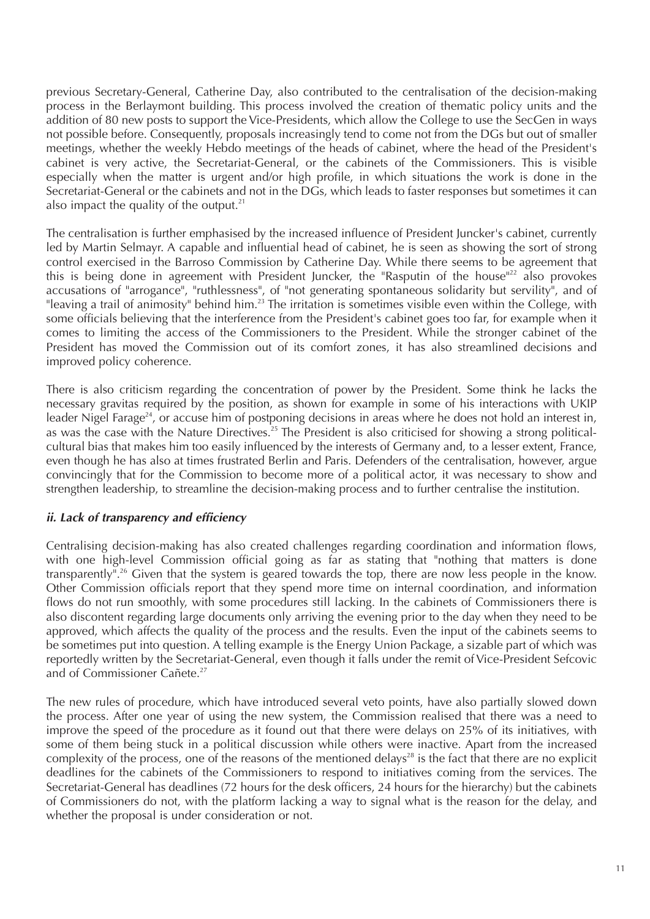previous Secretary-General, Catherine Day, also contributed to the centralisation of the decision-making process in the Berlaymont building. This process involved the creation of thematic policy units and the addition of 80 new posts to support the Vice-Presidents, which allow the College to use the SecGen in ways not possible before. Consequently, proposals increasingly tend to come not from the DGs but out of smaller meetings, whether the weekly Hebdo meetings of the heads of cabinet, where the head of the President's cabinet is very active, the Secretariat-General, or the cabinets of the Commissioners. This is visible especially when the matter is urgent and/or high profile, in which situations the work is done in the Secretariat-General or the cabinets and not in the DGs, which leads to faster responses but sometimes it can also impact the quality of the output.[21]

The centralisation is further emphasised by the increased influence of President Juncker's cabinet, currently led by Martin Selmayr. A capable and influential head of cabinet, he is seen as showing the sort of strong control exercised in the Barroso Commission by Catherine Day. While there seems to be agreement that this is being done in agreement with President Juncker, the "Rasputin of the house"[22] also provokes accusations of "arrogance", "ruthlessness", of "not generating spontaneous solidarity but servility", and of "leaving a trail of animosity" behind him.[23] The irritation is sometimes visible even within the College, with some officials believing that the interference from the President's cabinet goes too far, for example when it comes to limiting the access of the Commissioners to the President. While the stronger cabinet of the President has moved the Commission out of its comfort zones, it has also streamlined decisions and improved policy coherence.

There is also criticism regarding the concentration of power by the President. Some think he lacks the necessary gravitas required by the position, as shown for example in some of his interactions with UKIP leader Nigel Farage[24], or accuse him of postponing decisions in areas where he does not hold an interest in, as was the case with the Nature Directives.[25] The President is also criticised for showing a strong political-cultural bias that makes him too easily influenced by the interests of Germany and, to a lesser extent, France, even though he has also at times frustrated Berlin and Paris. Defenders of the centralisation, however, argue convincingly that for the Commission to become more of a political actor, it was necessary to show and strengthen leadership, to streamline the decision-making process and to further centralise the institution.

#### *ii. Lack of transparency and efficiency*

Centralising decision-making has also created challenges regarding coordination and information flows, with one high-level Commission official going as far as stating that "nothing that matters is done transparently".[26] Given that the system is geared towards the top, there are now less people in the know. Other Commission officials report that they spend more time on internal coordination, and information flows do not run smoothly, with some procedures still lacking. In the cabinets of Commissioners there is also discontent regarding large documents only arriving the evening prior to the day when they need to be approved, which affects the quality of the process and the results. Even the input of the cabinets seems to be sometimes put into question. A telling example is the Energy Union Package, a sizable part of which was reportedly written by the Secretariat-General, even though it falls under the remit of Vice-President Sefcovic and of Commissioner Cañete.[27]

The new rules of procedure, which have introduced several veto points, have also partially slowed down the process. After one year of using the new system, the Commission realised that there was a need to improve the speed of the procedure as it found out that there were delays on 25% of its initiatives, with some of them being stuck in a political discussion while others were inactive. Apart from the increased complexity of the process, one of the reasons of the mentioned delays[28] is the fact that there are no explicit deadlines for the cabinets of the Commissioners to respond to initiatives coming from the services. The Secretariat-General has deadlines (72 hours for the desk officers, 24 hours for the hierarchy) but the cabinets of Commissioners do not, with the platform lacking a way to signal what is the reason for the delay, and whether the proposal is under consideration or not.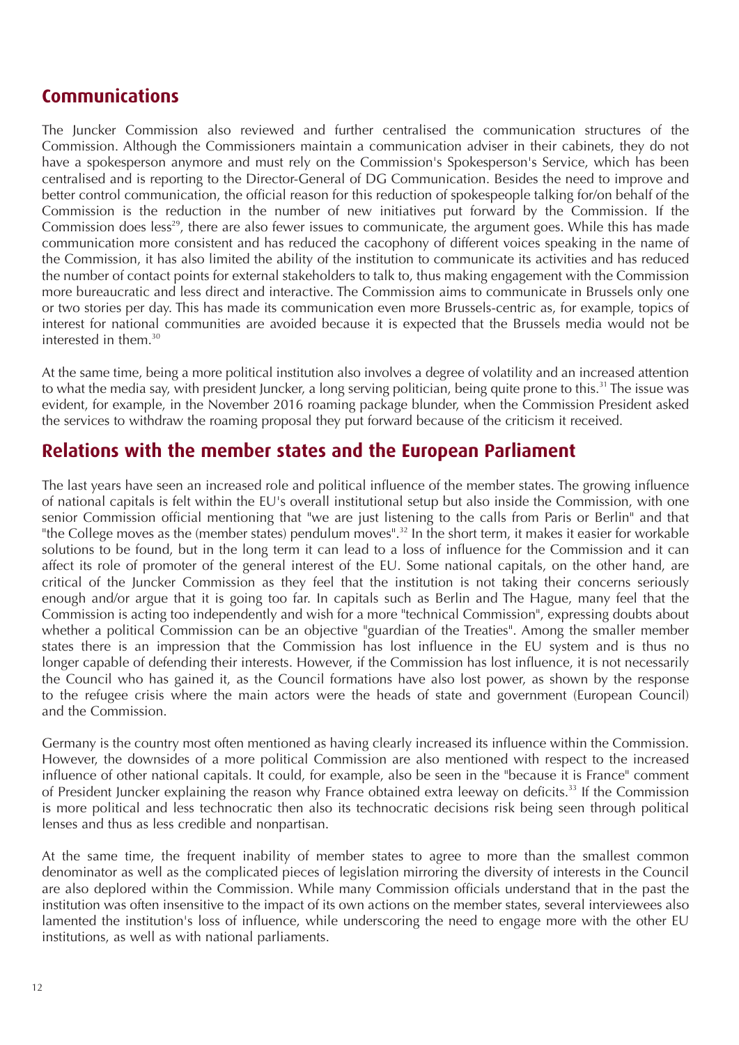## Communications

The Juncker Commission also reviewed and further centralised the communication structures of the Commission. Although the Commissioners maintain a communication adviser in their cabinets, they do not have a spokesperson anymore and must rely on the Commission's Spokesperson's Service, which has been centralised and is reporting to the Director-General of DG Communication. Besides the need to improve and better control communication, the official reason for this reduction of spokespeople talking for/on behalf of the Commission is the reduction in the number of new initiatives put forward by the Commission. If the Commission does less[29], there are also fewer issues to communicate, the argument goes. While this has made communication more consistent and has reduced the cacophony of different voices speaking in the name of the Commission, it has also limited the ability of the institution to communicate its activities and has reduced the number of contact points for external stakeholders to talk to, thus making engagement with the Commission more bureaucratic and less direct and interactive. The Commission aims to communicate in Brussels only one or two stories per day. This has made its communication even more Brussels-centric as, for example, topics of interest for national communities are avoided because it is expected that the Brussels media would not be interested in them.[30]

At the same time, being a more political institution also involves a degree of volatility and an increased attention to what the media say, with president Juncker, a long serving politician, being quite prone to this.[31] The issue was evident, for example, in the November 2016 roaming package blunder, when the Commission President asked the services to withdraw the roaming proposal they put forward because of the criticism it received.

## Relations with the member states and the European Parliament

The last years have seen an increased role and political influence of the member states. The growing influence of national capitals is felt within the EU's overall institutional setup but also inside the Commission, with one senior Commission official mentioning that "we are just listening to the calls from Paris or Berlin" and that "the College moves as the (member states) pendulum moves".[32] In the short term, it makes it easier for workable solutions to be found, but in the long term it can lead to a loss of influence for the Commission and it can affect its role of promoter of the general interest of the EU. Some national capitals, on the other hand, are critical of the Juncker Commission as they feel that the institution is not taking their concerns seriously enough and/or argue that it is going too far. In capitals such as Berlin and The Hague, many feel that the Commission is acting too independently and wish for a more "technical Commission", expressing doubts about whether a political Commission can be an objective "guardian of the Treaties". Among the smaller member states there is an impression that the Commission has lost influence in the EU system and is thus no longer capable of defending their interests. However, if the Commission has lost influence, it is not necessarily the Council who has gained it, as the Council formations have also lost power, as shown by the response to the refugee crisis where the main actors were the heads of state and government (European Council) and the Commission.

Germany is the country most often mentioned as having clearly increased its influence within the Commission. However, the downsides of a more political Commission are also mentioned with respect to the increased influence of other national capitals. It could, for example, also be seen in the "because it is France" comment of President Juncker explaining the reason why France obtained extra leeway on deficits.[33] If the Commission is more political and less technocratic then also its technocratic decisions risk being seen through political lenses and thus as less credible and nonpartisan.

At the same time, the frequent inability of member states to agree to more than the smallest common denominator as well as the complicated pieces of legislation mirroring the diversity of interests in the Council are also deplored within the Commission. While many Commission officials understand that in the past the institution was often insensitive to the impact of its own actions on the member states, several interviewees also lamented the institution's loss of influence, while underscoring the need to engage more with the other EU institutions, as well as with national parliaments.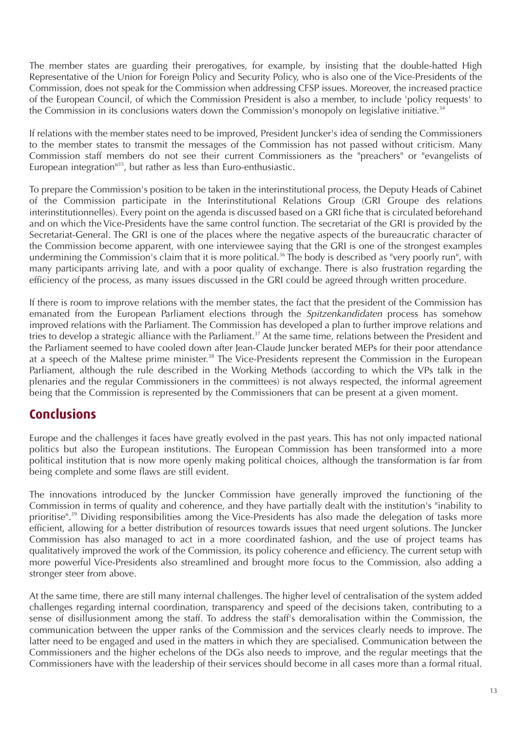The member states are guarding their prerogatives, for example, by insisting that the double-hatted High Representative of the Union for Foreign Policy and Security Policy, who is also one of the Vice-Presidents of the Commission, does not speak for the Commission when addressing CFSP issues. Moreover, the increased practice of the European Council, of which the Commission President is also a member, to include 'policy requests' to the Commission in its conclusions waters down the Commission's monopoly on legislative initiative.[34]

If relations with the member states need to be improved, President Juncker's idea of sending the Commissioners to the member states to transmit the messages of the Commission has not passed without criticism. Many Commission staff members do not see their current Commissioners as the "preachers" or "evangelists of European integration"[35], but rather as less than Euro-enthusiastic.

To prepare the Commission's position to be taken in the interinstitutional process, the Deputy Heads of Cabinet of the Commission participate in the Interinstitutional Relations Group (GRI Groupe des relations interinstitutionnelles). Every point on the agenda is discussed based on a GRI fiche that is circulated beforehand and on which the Vice-Presidents have the same control function. The secretariat of the GRI is provided by the Secretariat-General. The GRI is one of the places where the negative aspects of the bureaucratic character of the Commission become apparent, with one interviewee saying that the GRI is one of the strongest examples undermining the Commission's claim that it is more political.[36] The body is described as "very poorly run", with many participants arriving late, and with a poor quality of exchange. There is also frustration regarding the efficiency of the process, as many issues discussed in the GRI could be agreed through written procedure.

If there is room to improve relations with the member states, the fact that the president of the Commission has emanated from the European Parliament elections through the *Spitzenkandidaten* process has somehow improved relations with the Parliament. The Commission has developed a plan to further improve relations and tries to develop a strategic alliance with the Parliament.[37] At the same time, relations between the President and the Parliament seemed to have cooled down after Jean-Claude Juncker berated MEPs for their poor attendance at a speech of the Maltese prime minister.[38] The Vice-Presidents represent the Commission in the European Parliament, although the rule described in the Working Methods (according to which the VPs talk in the plenaries and the regular Commissioners in the committees) is not always respected, the informal agreement being that the Commission is represented by the Commissioners that can be present at a given moment.

## Conclusions

Europe and the challenges it faces have greatly evolved in the past years. This has not only impacted national politics but also the European institutions. The European Commission has been transformed into a more political institution that is now more openly making political choices, although the transformation is far from being complete and some flaws are still evident.

The innovations introduced by the Juncker Commission have generally improved the functioning of the Commission in terms of quality and coherence, and they have partially dealt with the institution's "inability to prioritise".[39] Dividing responsibilities among the Vice-Presidents has also made the delegation of tasks more efficient, allowing for a better distribution of resources towards issues that need urgent solutions. The Juncker Commission has also managed to act in a more coordinated fashion, and the use of project teams has qualitatively improved the work of the Commission, its policy coherence and efficiency. The current setup with more powerful Vice-Presidents also streamlined and brought more focus to the Commission, also adding a stronger steer from above.

At the same time, there are still many internal challenges. The higher level of centralisation of the system added challenges regarding internal coordination, transparency and speed of the decisions taken, contributing to a sense of disillusionment among the staff. To address the staff's demoralisation within the Commission, the communication between the upper ranks of the Commission and the services clearly needs to improve. The latter need to be engaged and used in the matters in which they are specialised. Communication between the Commissioners and the higher echelons of the DGs also needs to improve, and the regular meetings that the Commissioners have with the leadership of their services should become in all cases more than a formal ritual.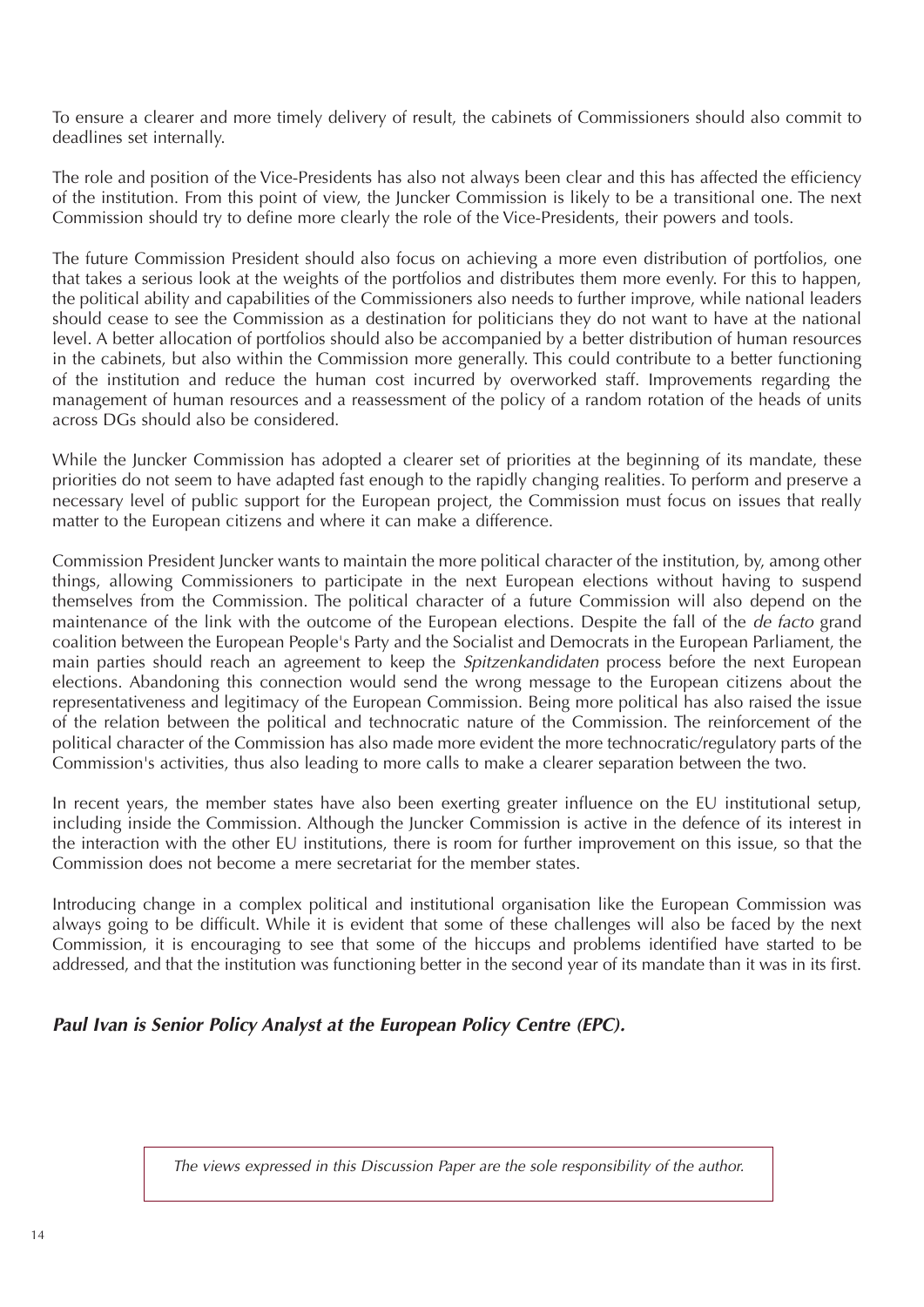To ensure a clearer and more timely delivery of result, the cabinets of Commissioners should also commit to deadlines set internally.

The role and position of the Vice-Presidents has also not always been clear and this has affected the efficiency of the institution. From this point of view, the Juncker Commission is likely to be a transitional one. The next Commission should try to define more clearly the role of the Vice-Presidents, their powers and tools.

The future Commission President should also focus on achieving a more even distribution of portfolios, one that takes a serious look at the weights of the portfolios and distributes them more evenly. For this to happen, the political ability and capabilities of the Commissioners also needs to further improve, while national leaders should cease to see the Commission as a destination for politicians they do not want to have at the national level. A better allocation of portfolios should also be accompanied by a better distribution of human resources in the cabinets, but also within the Commission more generally. This could contribute to a better functioning of the institution and reduce the human cost incurred by overworked staff. Improvements regarding the management of human resources and a reassessment of the policy of a random rotation of the heads of units across DGs should also be considered.

While the Juncker Commission has adopted a clearer set of priorities at the beginning of its mandate, these priorities do not seem to have adapted fast enough to the rapidly changing realities. To perform and preserve a necessary level of public support for the European project, the Commission must focus on issues that really matter to the European citizens and where it can make a difference.

Commission President Juncker wants to maintain the more political character of the institution, by, among other things, allowing Commissioners to participate in the next European elections without having to suspend themselves from the Commission. The political character of a future Commission will also depend on the maintenance of the link with the outcome of the European elections. Despite the fall of the *de facto* grand coalition between the European People's Party and the Socialist and Democrats in the European Parliament, the main parties should reach an agreement to keep the *Spitzenkandidaten* process before the next European elections. Abandoning this connection would send the wrong message to the European citizens about the representativeness and legitimacy of the European Commission. Being more political has also raised the issue of the relation between the political and technocratic nature of the Commission. The reinforcement of the political character of the Commission has also made more evident the more technocratic/regulatory parts of the Commission's activities, thus also leading to more calls to make a clearer separation between the two.

In recent years, the member states have also been exerting greater influence on the EU institutional setup, including inside the Commission. Although the Juncker Commission is active in the defence of its interest in the interaction with the other EU institutions, there is room for further improvement on this issue, so that the Commission does not become a mere secretariat for the member states.

Introducing change in a complex political and institutional organisation like the European Commission was always going to be difficult. While it is evident that some of these challenges will also be faced by the next Commission, it is encouraging to see that some of the hiccups and problems identified have started to be addressed, and that the institution was functioning better in the second year of its mandate than it was in its first.

***Paul Ivan is Senior Policy Analyst at the European Policy Centre (EPC).***

*The views expressed in this Discussion Paper are the sole responsibility of the author.*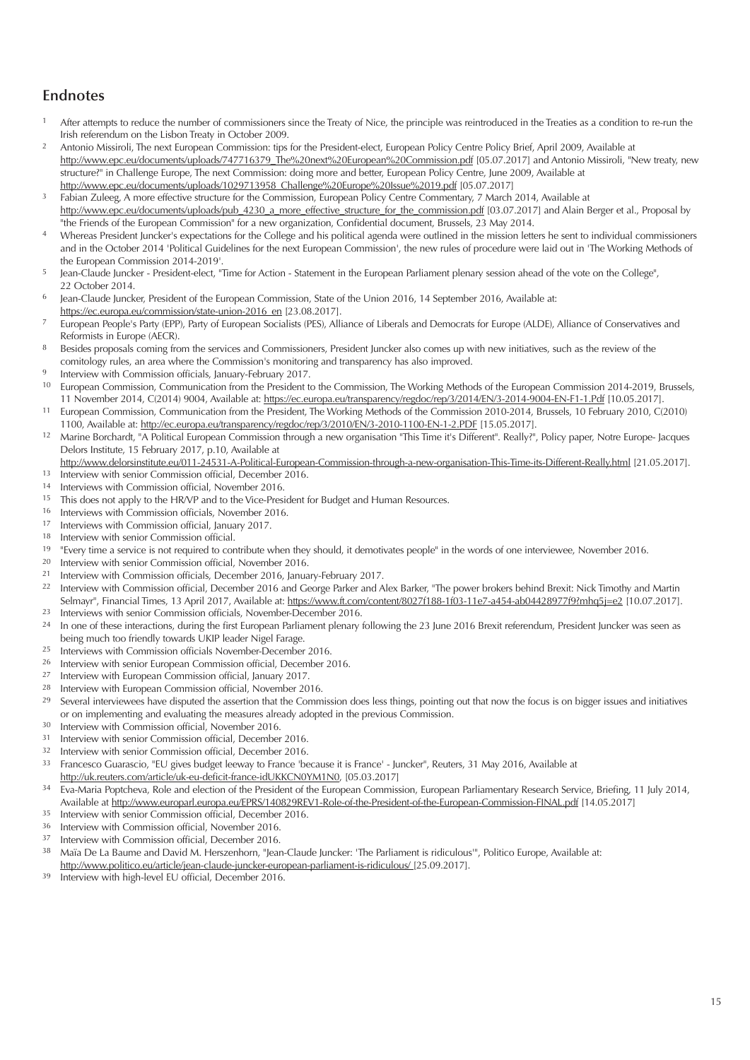## Endnotes

1. After attempts to reduce the number of commissioners since the Treaty of Nice, the principle was reintroduced in the Treaties as a condition to re-run the Irish referendum on the Lisbon Treaty in October 2009.
2. Antonio Missiroli, The next European Commission: tips for the President-elect, European Policy Centre Policy Brief, April 2009, Available at http://www.epc.eu/documents/uploads/747716379_The%20next%20European%20Commission.pdf [05.07.2017] and Antonio Missiroli, "New treaty, new structure?" in Challenge Europe, The next Commission: doing more and better, European Policy Centre, June 2009, Available at http://www.epc.eu/documents/uploads/1029713958_Challenge%20Europe%20Issue%2019.pdf [05.07.2017]
3. Fabian Zuleeg, A more effective structure for the Commission, European Policy Centre Commentary, 7 March 2014, Available at http://www.epc.eu/documents/uploads/pub_4230_a_more_effective_structure_for_the_commission.pdf [03.07.2017] and Alain Berger et al., Proposal by "the Friends of the European Commission" for a new organization, Confidential document, Brussels, 23 May 2014.
4. Whereas President Juncker's expectations for the College and his political agenda were outlined in the mission letters he sent to individual commissioners and in the October 2014 'Political Guidelines for the next European Commission', the new rules of procedure were laid out in 'The Working Methods of the European Commission 2014-2019'.
5. Jean-Claude Juncker - President-elect, "Time for Action - Statement in the European Parliament plenary session ahead of the vote on the College", 22 October 2014.
6. Jean-Claude Juncker, President of the European Commission, State of the Union 2016, 14 September 2016, Available at: https://ec.europa.eu/commission/state-union-2016_en [23.08.2017].
7. European People's Party (EPP), Party of European Socialists (PES), Alliance of Liberals and Democrats for Europe (ALDE), Alliance of Conservatives and Reformists in Europe (AECR).
8. Besides proposals coming from the services and Commissioners, President Juncker also comes up with new initiatives, such as the review of the comitology rules, an area where the Commission's monitoring and transparency has also improved.
9. Interview with Commission officials, January-February 2017.
10. European Commission, Communication from the President to the Commission, The Working Methods of the European Commission 2014-2019, Brussels, 11 November 2014, C(2014) 9004, Available at: https://ec.europa.eu/transparency/regdoc/rep/3/2014/EN/3-2014-9004-EN-F1-1.Pdf [10.05.2017].
11. European Commission, Communication from the President, The Working Methods of the Commission 2010-2014, Brussels, 10 February 2010, C(2010) 1100, Available at: http://ec.europa.eu/transparency/regdoc/rep/3/2010/EN/3-2010-1100-EN-1-2.PDF [15.05.2017].
12. Marine Borchardt, "A Political European Commission through a new organisation "This Time it's Different". Really?", Policy paper, Notre Europe- Jacques Delors Institute, 15 February 2017, p.10, Available at http://www.delorsinstitute.eu/011-24531-A-Political-European-Commission-through-a-new-organisation-This-Time-its-Different-Really.html [21.05.2017].
13. Interview with senior Commission official, December 2016.
14. Interviews with Commission official, November 2016.
15. This does not apply to the HR/VP and to the Vice-President for Budget and Human Resources.
16. Interviews with Commission officials, November 2016.
17. Interviews with Commission official, January 2017.
18. Interview with senior Commission official.
19. "Every time a service is not required to contribute when they should, it demotivates people" in the words of one interviewee, November 2016.
20. Interview with senior Commission official, November 2016.
21. Interview with Commission officials, December 2016, January-February 2017.
22. Interview with Commission official, December 2016 and George Parker and Alex Barker, "The power brokers behind Brexit: Nick Timothy and Martin Selmayr", Financial Times, 13 April 2017, Available at: https://www.ft.com/content/8027f188-1f03-11e7-a454-ab04428977f9?mhq5j=e2 [10.07.2017].
23. Interviews with senior Commission officials, November-December 2016.
24. In one of these interactions, during the first European Parliament plenary following the 23 June 2016 Brexit referendum, President Juncker was seen as being much too friendly towards UKIP leader Nigel Farage.
25. Interviews with Commission officials November-December 2016.
26. Interview with senior European Commission official, December 2016.
27. Interview with European Commission official, January 2017.
28. Interview with European Commission official, November 2016.
29. Several interviewees have disputed the assertion that the Commission does less things, pointing out that now the focus is on bigger issues and initiatives or on implementing and evaluating the measures already adopted in the previous Commission.
30. Interview with Commission official, November 2016.
31. Interview with senior Commission official, December 2016.
32. Interview with senior Commission official, December 2016.
33. Francesco Guarascio, "EU gives budget leeway to France 'because it is France' - Juncker", Reuters, 31 May 2016, Available at http://uk.reuters.com/article/uk-eu-deficit-france-idUKKCN0YM1N0, [05.03.2017]
34. Eva-Maria Poptcheva, Role and election of the President of the European Commission, European Parliamentary Research Service, Briefing, 11 July 2014, Available at http://www.europarl.europa.eu/EPRS/140829REV1-Role-of-the-President-of-the-European-Commission-FINAL.pdf [14.05.2017]
35. Interview with senior Commission official, December 2016.
36. Interview with Commission official, November 2016.
37. Interview with Commission official, December 2016.
38. Maïa De La Baume and David M. Herszenhorn, "Jean-Claude Juncker: 'The Parliament is ridiculous'", Politico Europe, Available at: http://www.politico.eu/article/jean-claude-juncker-european-parliament-is-ridiculous/ [25.09.2017].
39. Interview with high-level EU official, December 2016.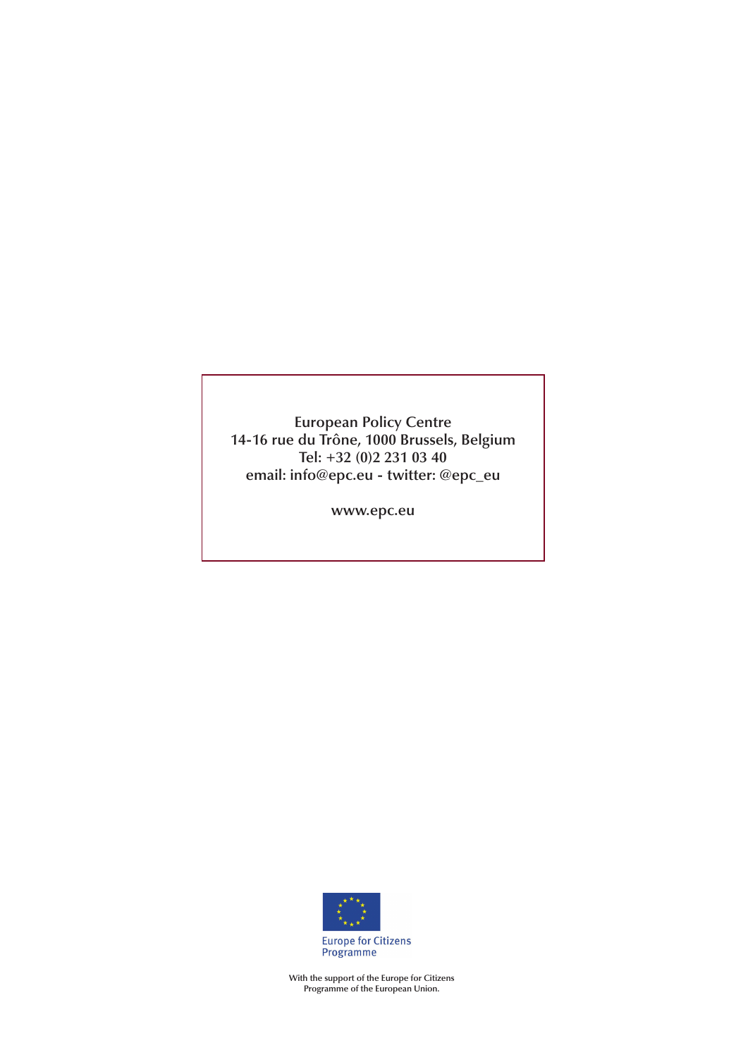**European Policy Centre**
**14-16 rue du Trône, 1000 Brussels, Belgium**
**Tel: +32 (0)2 231 03 40**
**email: info@epc.eu - twitter: @epc_eu**

**www.epc.eu**

Europe for Citizens
Programme

With the support of the Europe for Citizens
Programme of the European Union.